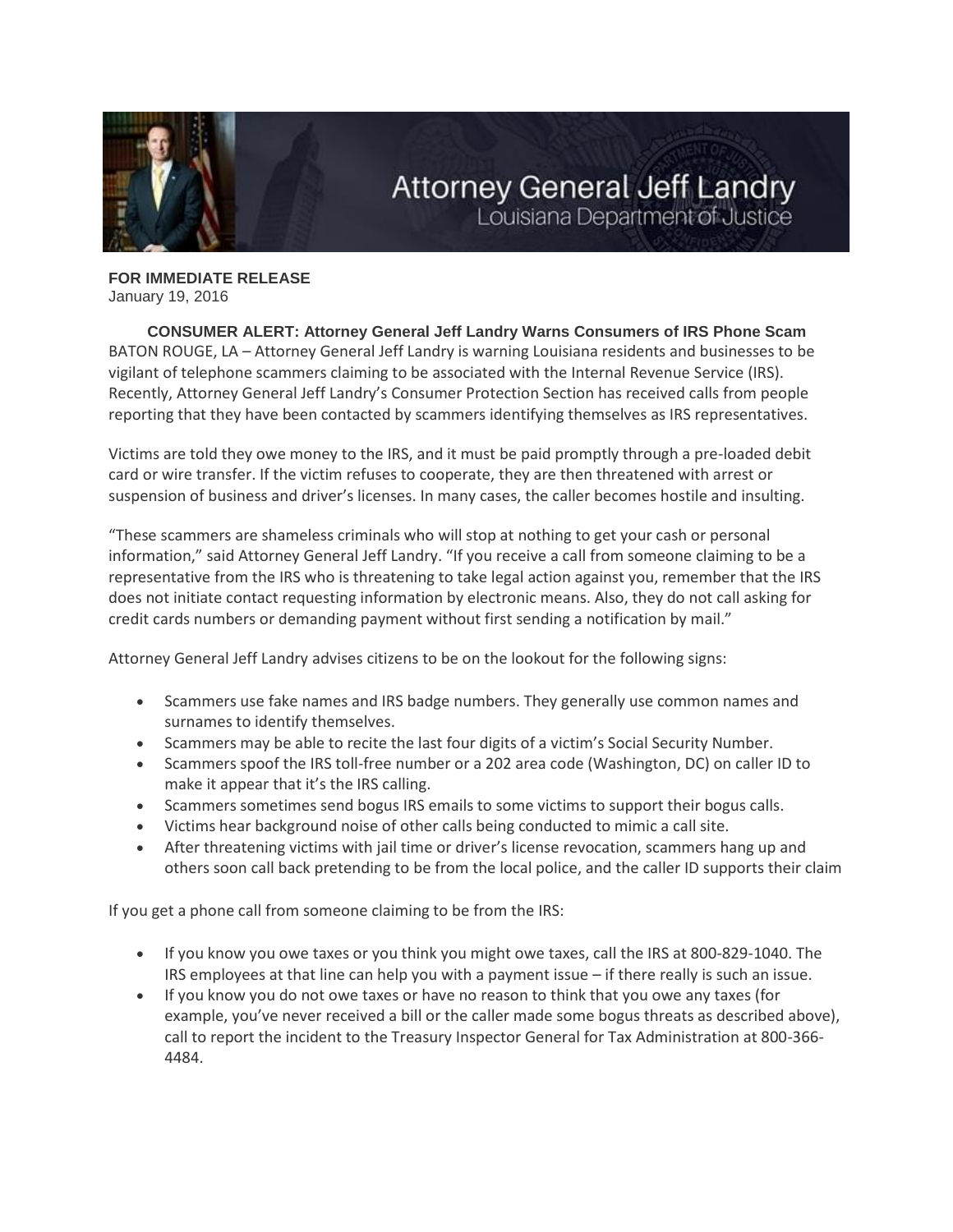Attorney General Jeff Landry
Louisiana Department of Justice

**FOR IMMEDIATE RELEASE**
January 19, 2016

**CONSUMER ALERT: Attorney General Jeff Landry Warns Consumers of IRS Phone Scam**

BATON ROUGE, LA – Attorney General Jeff Landry is warning Louisiana residents and businesses to be vigilant of telephone scammers claiming to be associated with the Internal Revenue Service (IRS). Recently, Attorney General Jeff Landry's Consumer Protection Section has received calls from people reporting that they have been contacted by scammers identifying themselves as IRS representatives.

Victims are told they owe money to the IRS, and it must be paid promptly through a pre-loaded debit card or wire transfer. If the victim refuses to cooperate, they are then threatened with arrest or suspension of business and driver's licenses. In many cases, the caller becomes hostile and insulting.

"These scammers are shameless criminals who will stop at nothing to get your cash or personal information," said Attorney General Jeff Landry. "If you receive a call from someone claiming to be a representative from the IRS who is threatening to take legal action against you, remember that the IRS does not initiate contact requesting information by electronic means. Also, they do not call asking for credit cards numbers or demanding payment without first sending a notification by mail."

Attorney General Jeff Landry advises citizens to be on the lookout for the following signs:

- Scammers use fake names and IRS badge numbers. They generally use common names and surnames to identify themselves.
- Scammers may be able to recite the last four digits of a victim's Social Security Number.
- Scammers spoof the IRS toll-free number or a 202 area code (Washington, DC) on caller ID to make it appear that it's the IRS calling.
- Scammers sometimes send bogus IRS emails to some victims to support their bogus calls.
- Victims hear background noise of other calls being conducted to mimic a call site.
- After threatening victims with jail time or driver's license revocation, scammers hang up and others soon call back pretending to be from the local police, and the caller ID supports their claim

If you get a phone call from someone claiming to be from the IRS:

- If you know you owe taxes or you think you might owe taxes, call the IRS at 800-829-1040. The IRS employees at that line can help you with a payment issue – if there really is such an issue.
- If you know you do not owe taxes or have no reason to think that you owe any taxes (for example, you've never received a bill or the caller made some bogus threats as described above), call to report the incident to the Treasury Inspector General for Tax Administration at 800-366-4484.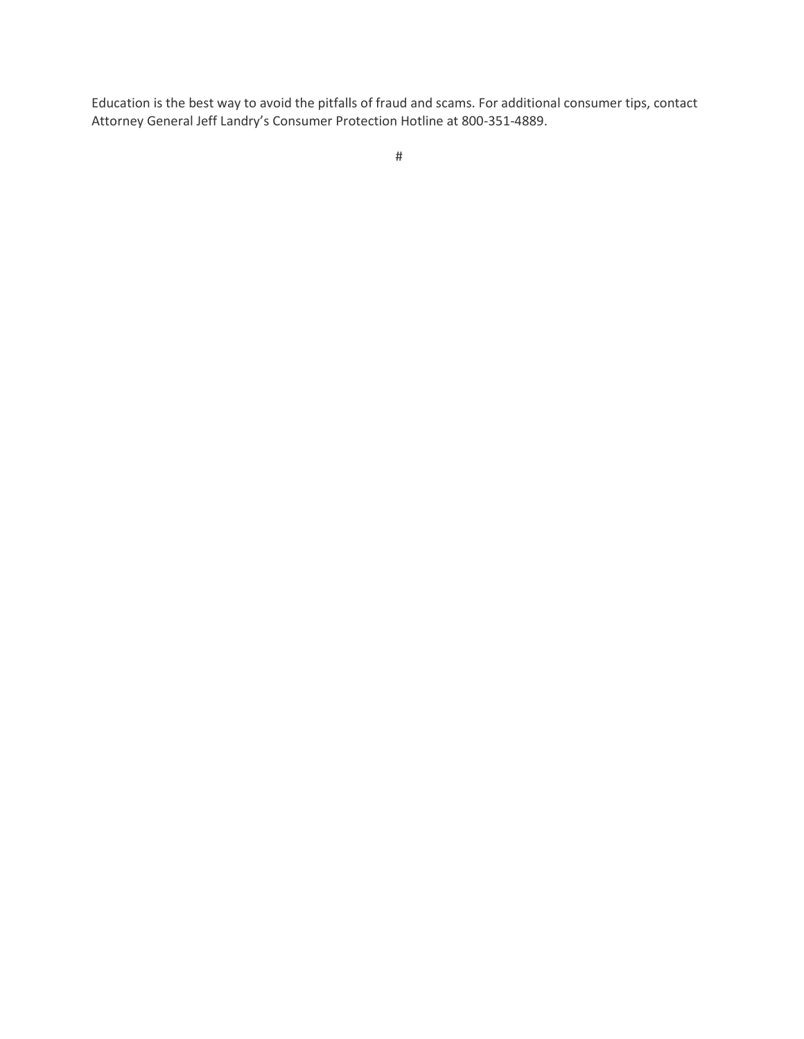Education is the best way to avoid the pitfalls of fraud and scams. For additional consumer tips, contact Attorney General Jeff Landry’s Consumer Protection Hotline at 800-351-4889.

#